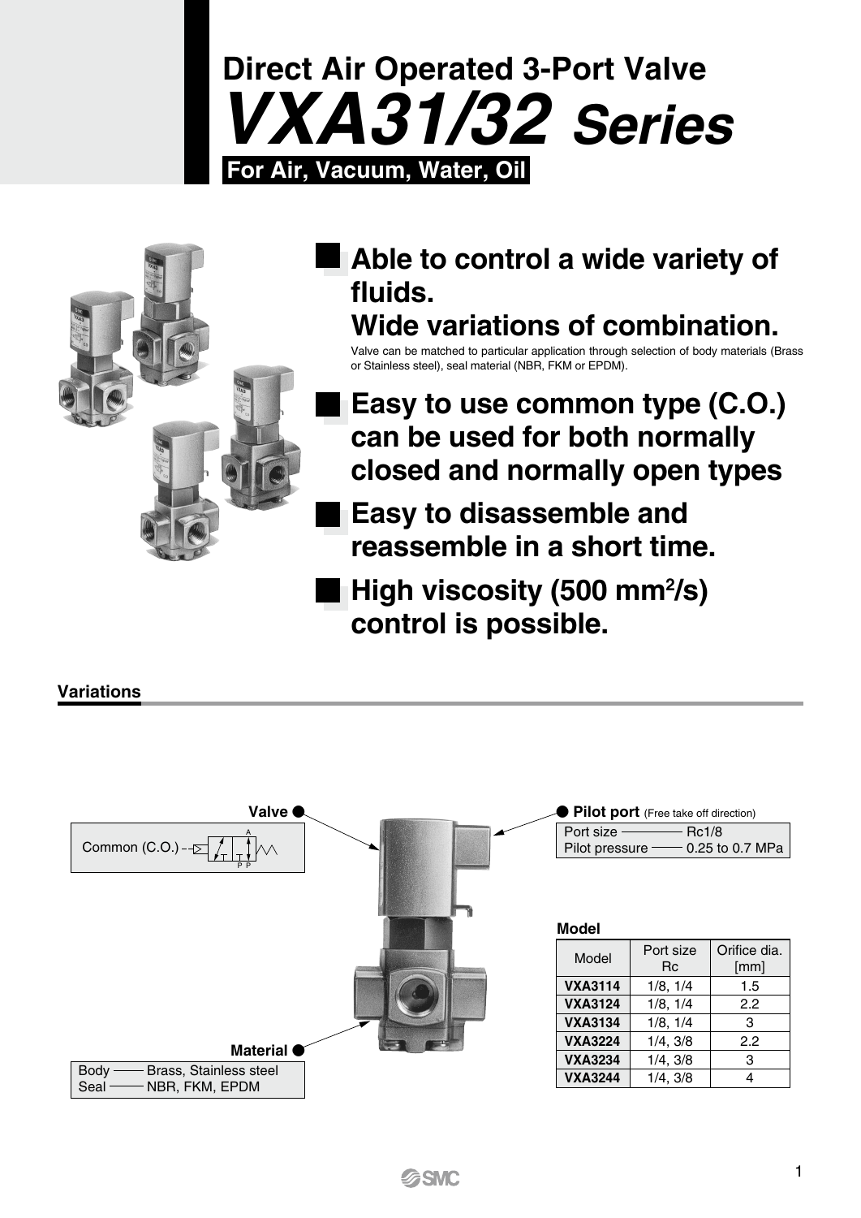# Direct Air Operated 3-Port Valve
# *VXA31/32 Series*

**For Air, Vacuum, Water, Oil**

## Able to control a wide variety of fluids. Wide variations of combination.

Valve can be matched to particular application through selection of body materials (Brass or Stainless steel), seal material (NBR, FKM or EPDM).

## Easy to use common type (C.O.) can be used for both normally closed and normally open types

## Easy to disassemble and reassemble in a short time.

## High viscosity (500 mm²/s) control is possible.

### Variations

**Valve**

Common (C.O.)

**Pilot port** (Free take off direction)

Port size —— Rc1/8
Pilot pressure —— 0.25 to 0.7 MPa

**Material**

Body —— Brass, Stainless steel
Seal —— NBR, FKM, EPDM

**Model**

| Model | Port size Rc | Orifice dia. [mm] |
|---|---|---|
| **VXA3114** | 1/8, 1/4 | 1.5 |
| **VXA3124** | 1/8, 1/4 | 2.2 |
| **VXA3134** | 1/8, 1/4 | 3 |
| **VXA3224** | 1/4, 3/8 | 2.2 |
| **VXA3234** | 1/4, 3/8 | 3 |
| **VXA3244** | 1/4, 3/8 | 4 |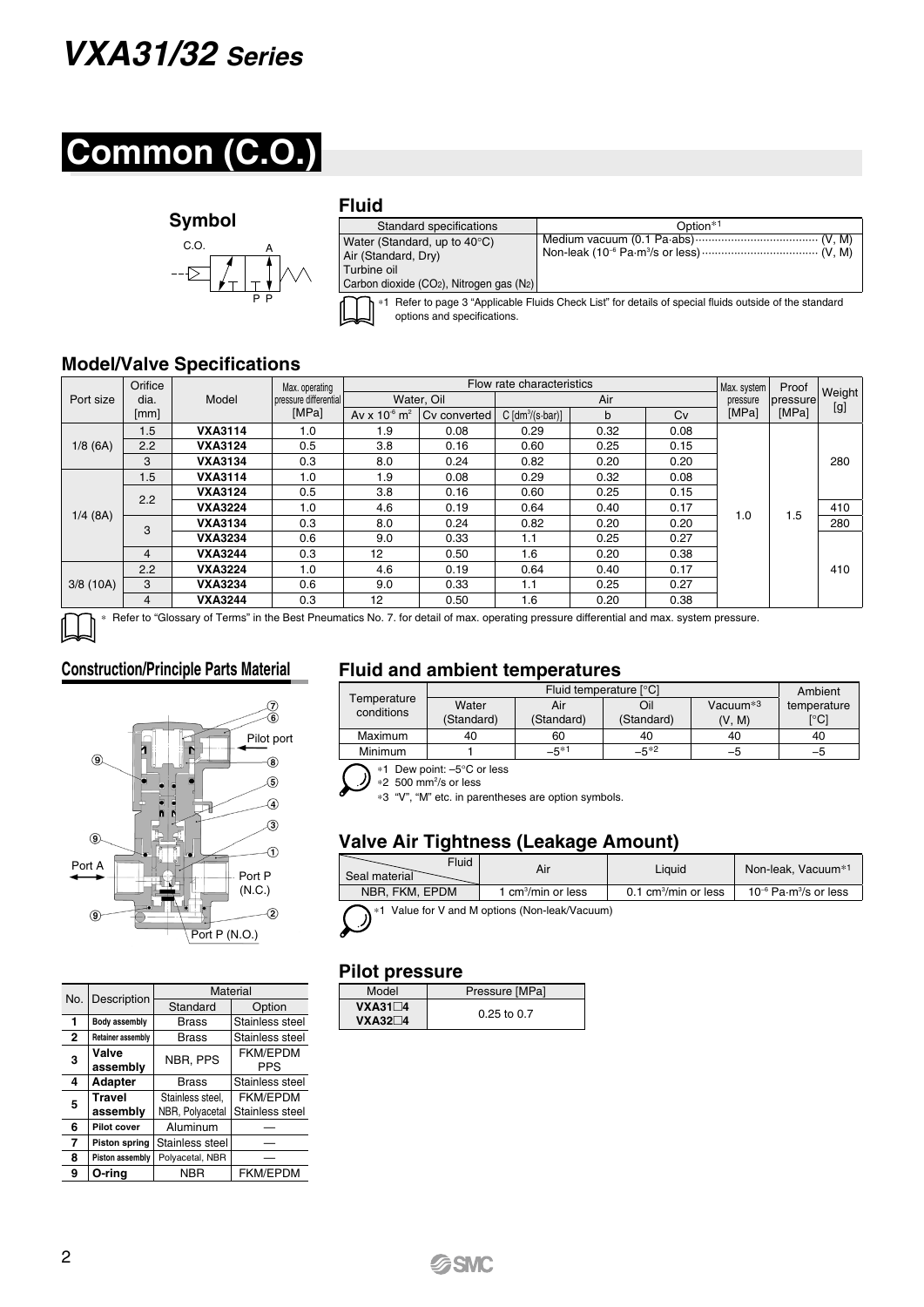# VXA31/32 Series

# Common (C.O.)

### Symbol

C.O. A

P P

### Fluid

| Standard specifications | Option*1 |
|---|---|
| Water (Standard, up to 40°C)<br>Air (Standard, Dry)<br>Turbine oil<br>Carbon dioxide ($CO_2$), Nitrogen gas ($N_2$) | Medium vacuum (0.1 Pa·abs) ······ (V, M)<br>Non-leak ($10^{-6}$ Pa·$m^3$/s or less) ······ (V, M) |

*1 Refer to page 3 "Applicable Fluids Check List" for details of special fluids outside of the standard options and specifications.

### Model/Valve Specifications

| Port size | Orifice dia. [mm] | Model | Max. operating pressure differential [MPa] | Flow rate characteristics | | | | | Max. system pressure [MPa] | Proof pressure [MPa] | Weight [g] |
|---|---|---|---|---|---|---|---|---|---|---|---|
| | | | | Water, Oil | | Air | | | | | |
| | | | | Av x $10^{-6}$ $m^2$ | Cv converted | C [$dm^3$/(s·bar)] | b | Cv | | | |
| 1/8 (6A) | 1.5 | VXA3114 | 1.0 | 1.9 | 0.08 | 0.29 | 0.32 | 0.08 | 1.0 | 1.5 | 280 |
| | 2.2 | VXA3124 | 0.5 | 3.8 | 0.16 | 0.60 | 0.25 | 0.15 | | | |
| | 3 | VXA3134 | 0.3 | 8.0 | 0.24 | 0.82 | 0.20 | 0.20 | | | |
| 1/4 (8A) | 1.5 | VXA3114 | 1.0 | 1.9 | 0.08 | 0.29 | 0.32 | 0.08 | | | |
| | 2.2 | VXA3124 | 0.5 | 3.8 | 0.16 | 0.60 | 0.25 | 0.15 | | | |
| | | VXA3224 | 1.0 | 4.6 | 0.19 | 0.64 | 0.40 | 0.17 | | | 410 |
| | 3 | VXA3134 | 0.3 | 8.0 | 0.24 | 0.82 | 0.20 | 0.20 | | | 280 |
| | | VXA3234 | 0.6 | 9.0 | 0.33 | 1.1 | 0.25 | 0.27 | | | 410 |
| | 4 | VXA3244 | 0.3 | 12 | 0.50 | 1.6 | 0.20 | 0.38 | | | |
| 3/8 (10A) | 2.2 | VXA3224 | 1.0 | 4.6 | 0.19 | 0.64 | 0.40 | 0.17 | | | |
| | 3 | VXA3234 | 0.6 | 9.0 | 0.33 | 1.1 | 0.25 | 0.27 | | | |
| | 4 | VXA3244 | 0.3 | 12 | 0.50 | 1.6 | 0.20 | 0.38 | | | |

* Refer to "Glossary of Terms" in the Best Pneumatics No. 7. for detail of max. operating pressure differential and max. system pressure.

### Construction/Principle Parts Material

Pilot port, Port A, Port P (N.C.), Port P (N.O.)

| No. | Description | Material | |
|---|---|---|---|
| | | Standard | Option |
| 1 | Body assembly | Brass | Stainless steel |
| 2 | Retainer assembly | Brass | Stainless steel |
| 3 | Valve assembly | NBR, PPS | FKM/EPDM PPS |
| 4 | Adapter | Brass | Stainless steel |
| 5 | Travel assembly | Stainless steel, NBR, Polyacetal | FKM/EPDM Stainless steel |
| 6 | Pilot cover | Aluminum | — |
| 7 | Piston spring | Stainless steel | — |
| 8 | Piston assembly | Polyacetal, NBR | — |
| 9 | O-ring | NBR | FKM/EPDM |

### Fluid and ambient temperatures

| Temperature conditions | Fluid temperature [°C] | | | | Ambient temperature [°C] |
|---|---|---|---|---|---|
| | Water (Standard) | Air (Standard) | Oil (Standard) | Vacuum*3 (V, M) | |
| Maximum | 40 | 60 | 40 | 40 | 40 |
| Minimum | 1 | –5*1 | –5*2 | –5 | –5 |

*1 Dew point: –5°C or less
*2 500 $mm^2$/s or less
*3 "V", "M" etc. in parentheses are option symbols.

### Valve Air Tightness (Leakage Amount)

| Seal material \ Fluid | Air | Liquid | Non-leak, Vacuum*1 |
|---|---|---|---|
| NBR, FKM, EPDM | 1 $cm^3$/min or less | 0.1 $cm^3$/min or less | $10^{-6}$ Pa·$m^3$/s or less |

*1 Value for V and M options (Non-leak/Vacuum)

### Pilot pressure

| Model | Pressure [MPa] |
|---|---|
| VXA31□4<br>VXA32□4 | 0.25 to 0.7 |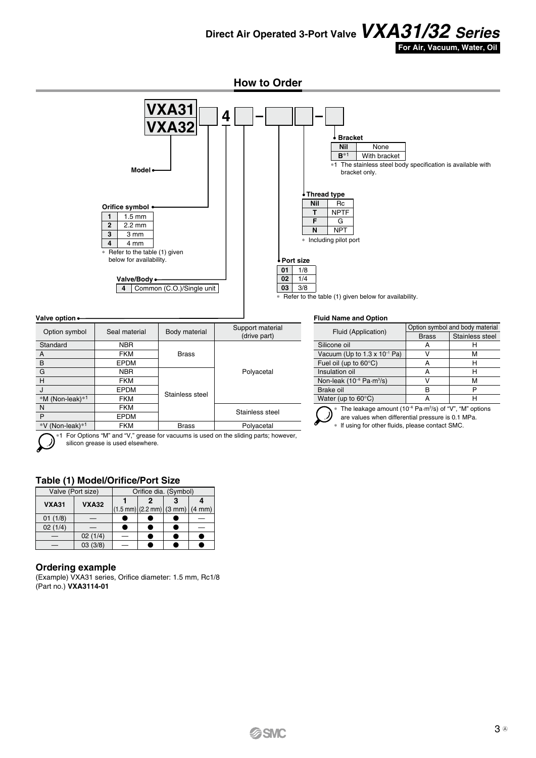## How to Order

**VXA31** / **VXA32** [ ] **4** [ ] – [ ] [ ] – [ ]

**Model**

**Orifice symbol**

| | |
|---|---|
| **1** | 1.5 mm |
| **2** | 2.2 mm |
| **3** | 3 mm |
| **4** | 4 mm |

* Refer to the table (1) given below for availability.

**Valve/Body**

| | |
|---|---|
| **4** | Common (C.O.)/Single unit |

**Port size**

| | |
|---|---|
| **01** | 1/8 |
| **02** | 1/4 |
| **03** | 3/8 |

* Refer to the table (1) given below for availability.

**Thread type**

| | |
|---|---|
| **Nil** | Rc |
| **T** | NPTF |
| **F** | G |
| **N** | NPT |

* Including pilot port

**Bracket**

| | |
|---|---|
| **Nil** | None |
| **B***1 | With bracket |

*1 The stainless steel body specification is available with bracket only.

**Valve option**

| Option symbol | Seal material | Body material | Support material (drive part) |
|---|---|---|---|
| Standard | NBR | Brass | Polyacetal |
| A | FKM | Brass | Polyacetal |
| B | EPDM | Brass | Polyacetal |
| G | NBR | Stainless steel | Polyacetal |
| H | FKM | Stainless steel | Polyacetal |
| J | EPDM | Stainless steel | Polyacetal |
| *M (Non-leak)*1 | FKM | Stainless steel | Polyacetal |
| N | FKM | Stainless steel | Stainless steel |
| P | EPDM | Stainless steel | Stainless steel |
| *V (Non-leak)*1 | FKM | Brass | Polyacetal |

*1 For Options "M" and "V," grease for vacuums is used on the sliding parts; however, silicon grease is used elsewhere.

**Fluid Name and Option**

| Fluid (Application) | Option symbol and body material | |
|---|---|---|
| | Brass | Stainless steel |
| Silicone oil | A | H |
| Vacuum (Up to 1.3 x $10^{-1}$ Pa) | V | M |
| Fuel oil (up to 60°C) | A | H |
| Insulation oil | A | H |
| Non-leak ($10^{-6}$ Pa·m³/s) | V | M |
| Brake oil | B | P |
| Water (up to 60°C) | A | H |

* The leakage amount ($10^{-6}$ Pa·m³/s) of "V", "M" options are values when differential pressure is 0.1 MPa.
* If using for other fluids, please contact SMC.

### Table (1) Model/Orifice/Port Size

| Valve (Port size) | | Orifice dia. (Symbol) | | | |
|---|---|---|---|---|---|
| **VXA31** | **VXA32** | **1** (1.5 mm) | **2** (2.2 mm) | **3** (3 mm) | **4** (4 mm) |
| 01 (1/8) | — | ● | ● | ● | — |
| 02 (1/4) | — | ● | ● | ● | — |
| — | 02 (1/4) | — | ● | ● | ● |
| — | 03 (3/8) | — | ● | ● | ● |

### Ordering example

(Example) VXA31 series, Orifice diameter: 1.5 mm, Rc1/8
(Part no.) **VXA3114-01**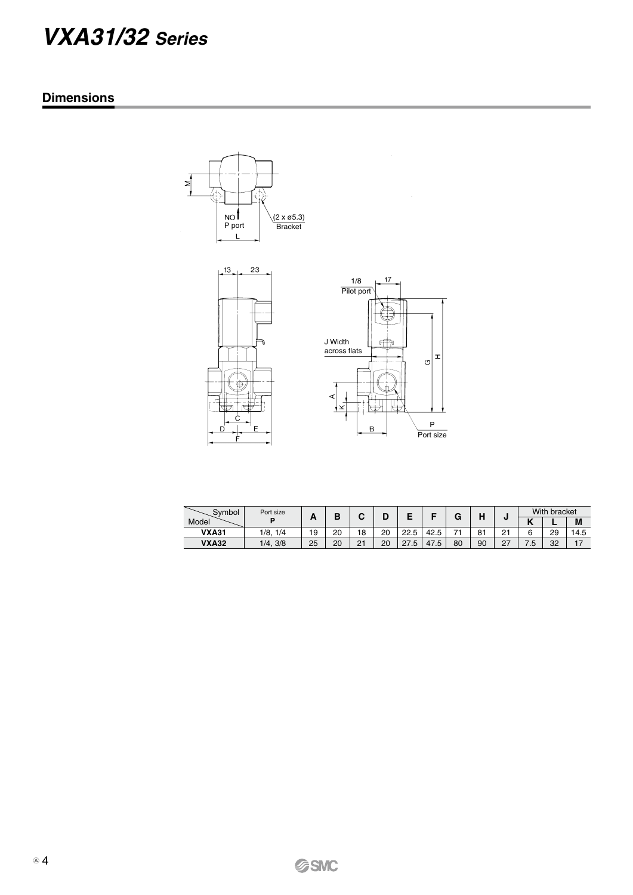# VXA31/32 Series

## Dimensions

| Model \ Symbol | Port size P | A | B | C | D | E | F | G | H | J | With bracket | | |
|---|---|---|---|---|---|---|---|---|---|---|---|---|---|
| | | | | | | | | | | | K | L | M |
| **VXA31** | 1/8, 1/4 | 19 | 20 | 18 | 20 | 22.5 | 42.5 | 71 | 81 | 21 | 6 | 29 | 14.5 |
| **VXA32** | 1/4, 3/8 | 25 | 20 | 21 | 20 | 27.5 | 47.5 | 80 | 90 | 27 | 7.5 | 32 | 17 |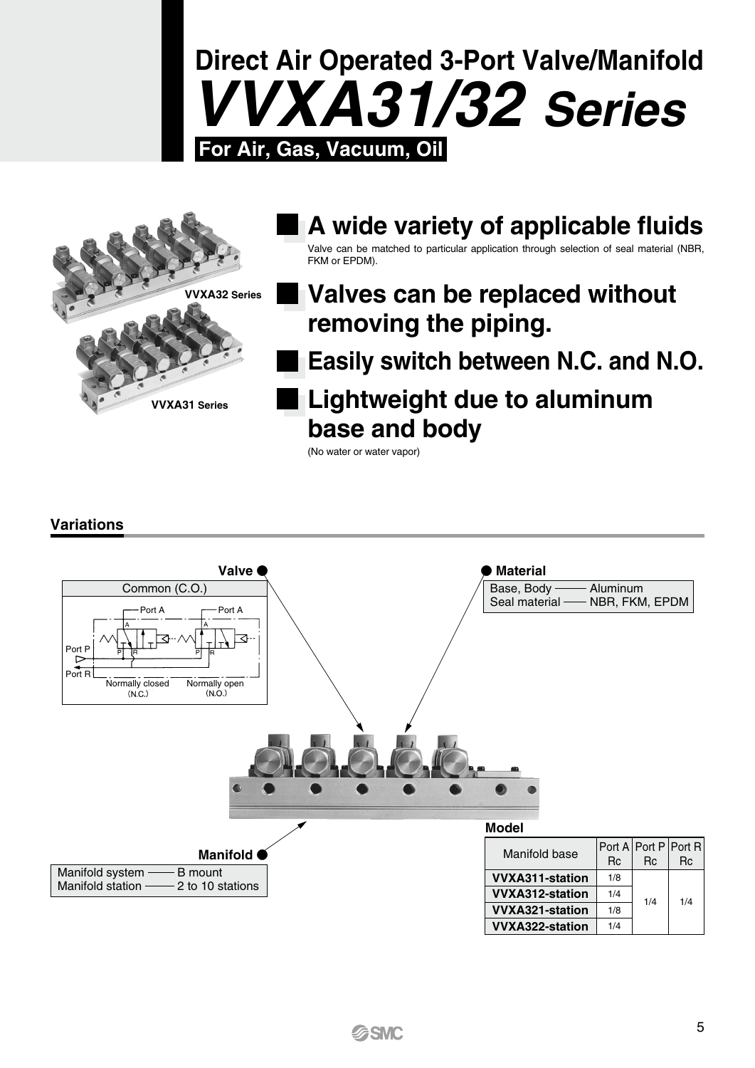# Direct Air Operated 3-Port Valve/Manifold

# *VVXA31/32 Series*

**For Air, Gas, Vacuum, Oil**

VVXA32 Series

VVXA31 Series

## A wide variety of applicable fluids

Valve can be matched to particular application through selection of seal material (NBR, FKM or EPDM).

## Valves can be replaced without removing the piping.

## Easily switch between N.C. and N.O.

## Lightweight due to aluminum base and body

(No water or water vapor)

### Variations

**Valve**

Common (C.O.)

Port A, Port A, Port P, Port R, Normally closed (N.C.), Normally open (N.O.)

**Material**

Base, Body —— Aluminum
Seal material —— NBR, FKM, EPDM

**Manifold**

Manifold system —— B mount
Manifold station —— 2 to 10 stations

**Model**

| Manifold base | Port A Rc | Port P Rc | Port R Rc |
|---|---|---|---|
| VVXA311-station | 1/8 | 1/4 | 1/4 |
| VVXA312-station | 1/4 | | |
| VVXA321-station | 1/8 | | |
| VVXA322-station | 1/4 | | |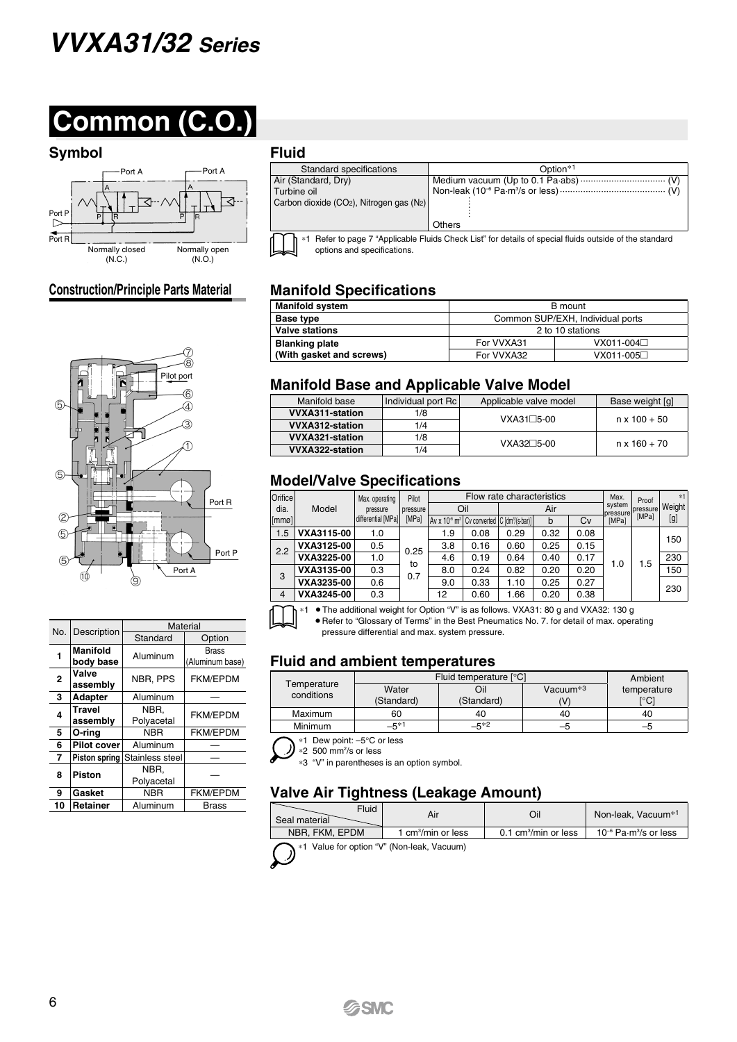# VVXA31/32 Series

# Common (C.O.)

## Symbol

Port A　　Port A

Port P

Port R

Normally closed (N.C.)　　Normally open (N.O.)

## Construction/Principle Parts Material

Pilot port

Port R

Port P

Port A

| No. | Description | Material | |
|---|---|---|---|
| | | Standard | Option |
| 1 | **Manifold body base** | Aluminum | Brass (Aluminum base) |
| 2 | **Valve assembly** | NBR, PPS | FKM/EPDM |
| 3 | **Adapter** | Aluminum | — |
| 4 | **Travel assembly** | NBR, Polyacetal | FKM/EPDM |
| 5 | **O-ring** | NBR | FKM/EPDM |
| 6 | **Pilot cover** | Aluminum | — |
| 7 | **Piston spring** | Stainless steel | — |
| 8 | **Piston** | NBR, Polyacetal | — |
| 9 | **Gasket** | NBR | FKM/EPDM |
| 10 | **Retainer** | Aluminum | Brass |

## Fluid

| Standard specifications | Option*1 |
|---|---|
| Air (Standard, Dry)<br>Turbine oil<br>Carbon dioxide ($CO_2$), Nitrogen gas ($N_2$) | Medium vacuum (Up to 0.1 Pa·abs) ····· (V)<br>Non-leak ($10^{-6}$ Pa·m³/s or less) ····· (V)<br>⋮<br>Others |

*1 Refer to page 7 "Applicable Fluids Check List" for details of special fluids outside of the standard options and specifications.

## Manifold Specifications

| Manifold system | B mount | |
|---|---|---|
| **Base type** | Common SUP/EXH, Individual ports | |
| **Valve stations** | 2 to 10 stations | |
| **Blanking plate (With gasket and screws)** | For VVXA31 | VX011-004□ |
| | For VVXA32 | VX011-005□ |

## Manifold Base and Applicable Valve Model

| Manifold base | Individual port Rc | Applicable valve model | Base weight [g] |
|---|---|---|---|
| **VVXA311-station** | 1/8 | VXA31□5-00 | n x 100 + 50 |
| **VVXA312-station** | 1/4 | | |
| **VVXA321-station** | 1/8 | VXA32□5-00 | n x 160 + 70 |
| **VVXA322-station** | 1/4 | | |

## Model/Valve Specifications

| Orifice dia. [mmø] | Model | Max. operating pressure differential [MPa] | Pilot pressure [MPa] | Flow rate characteristics | | | | | Max. system pressure [MPa] | Proof pressure [MPa] | Weight*1 [g] |
|---|---|---|---|---|---|---|---|---|---|---|---|
| | | | | Oil | | Air | | | | | |
| | | | | Av x $10^{-6}$ m² | Cv converted | C [dm³/(s·bar)] | b | Cv | | | |
| 1.5 | **VXA3115-00** | 1.0 | 0.25 to 0.7 | 1.9 | 0.08 | 0.29 | 0.32 | 0.08 | 1.0 | 1.5 | 150 |
| 2.2 | **VXA3125-00** | 0.5 | | 3.8 | 0.16 | 0.60 | 0.25 | 0.15 | | | |
| | **VXA3225-00** | 1.0 | | 4.6 | 0.19 | 0.64 | 0.40 | 0.17 | | | 230 |
| 3 | **VXA3135-00** | 0.3 | | 8.0 | 0.24 | 0.82 | 0.20 | 0.20 | | | 150 |
| | **VXA3235-00** | 0.6 | | 9.0 | 0.33 | 1.10 | 0.25 | 0.27 | | | 230 |
| 4 | **VXA3245-00** | 0.3 | | 12 | 0.60 | 1.66 | 0.20 | 0.38 | | | |

*1 • The additional weight for Option "V" is as follows. VXA31: 80 g and VXA32: 130 g
• Refer to "Glossary of Terms" in the Best Pneumatics No. 7. for detail of max. operating pressure differential and max. system pressure.

## Fluid and ambient temperatures

| Temperature conditions | Fluid temperature [°C] | | | Ambient temperature [°C] |
|---|---|---|---|---|
| | Water (Standard) | Oil (Standard) | Vacuum*3 (V) | |
| Maximum | 60 | 40 | 40 | 40 |
| Minimum | –5*1 | –5*2 | –5 | –5 |

*1 Dew point: –5°C or less
*2 500 mm²/s or less
*3 "V" in parentheses is an option symbol.

## Valve Air Tightness (Leakage Amount)

| Seal material \ Fluid | Air | Oil | Non-leak, Vacuum*1 |
|---|---|---|---|
| NBR, FKM, EPDM | 1 cm³/min or less | 0.1 cm³/min or less | $10^{-6}$ Pa·m³/s or less |

*1 Value for option "V" (Non-leak, Vacuum)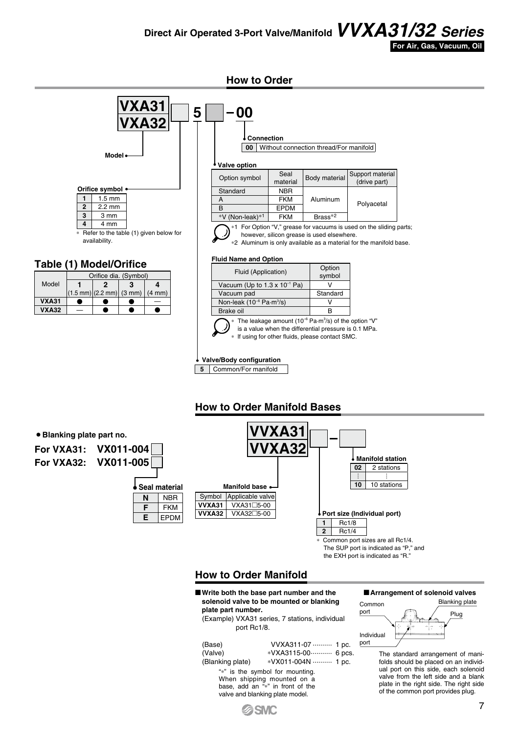# Direct Air Operated 3-Port Valve/Manifold *VVXA31/32 Series*

**For Air, Gas, Vacuum, Oil**

## How to Order

**VXA31 / VXA32** □ **5** □ **– 00**

**Model**

**Orifice symbol**

| | |
|---|---|
| **1** | 1.5 mm |
| **2** | 2.2 mm |
| **3** | 3 mm |
| **4** | 4 mm |

∗ Refer to the table (1) given below for availability.

### Table (1) Model/Orifice

| Model | Orifice dia. (Symbol) | | | |
|---|---|---|---|---|
| | **1** (1.5 mm) | **2** (2.2 mm) | **3** (3 mm) | **4** (4 mm) |
| **VXA31** | ● | ● | ● | — |
| **VXA32** | — | ● | ● | ● |

**Connection**

| | |
|---|---|
| **00** | Without connection thread/For manifold |

**Valve option**

| Option symbol | Seal material | Body material | Support material (drive part) |
|---|---|---|---|
| Standard | NBR | Aluminum | Polyacetal |
| A | FKM | Aluminum | Polyacetal |
| B | EPDM | Aluminum | Polyacetal |
| ∗V (Non-leak)∗1 | FKM | Brass∗2 | Polyacetal |

∗1 For Option "V," grease for vacuums is used on the sliding parts; however, silicon grease is used elsewhere.
∗2 Aluminum is only available as a material for the manifold base.

**Fluid Name and Option**

| Fluid (Application) | Option symbol |
|---|---|
| Vacuum (Up to $1.3 \times 10^{-1}$ Pa) | V |
| Vacuum pad | Standard |
| Non-leak ($10^{-6}$ Pa·m$^3$/s) | V |
| Brake oil | B |

∗ The leakage amount ($10^{-6}$ Pa·m$^3$/s) of the option "V" is a value when the differential pressure is 0.1 MPa.
∗ If using for other fluids, please contact SMC.

**Valve/Body configuration**

| | |
|---|---|
| **5** | Common/For manifold |

## How to Order Manifold Bases

**VVXA31 / VVXA32** □ **–** □

**Manifold base**

| Symbol | Applicable valve |
|---|---|
| **VVXA31** | VXA31□5-00 |
| **VVXA32** | VXA32□5-00 |

**Manifold station**

| | |
|---|---|
| **02** | 2 stations |
| ⋮ | ⋮ |
| **10** | 10 stations |

**Port size (Individual port)**

| | |
|---|---|
| **1** | Rc1/8 |
| **2** | Rc1/4 |

∗ Common port sizes are all Rc1/4. The SUP port is indicated as "P," and the EXH port is indicated as "R."

● **Blanking plate part no.**

**For VXA31: VX011-004**□
**For VXA32: VX011-005**□

**Seal material**

| | |
|---|---|
| **N** | NBR |
| **F** | FKM |
| **E** | EPDM |

## How to Order Manifold

■ **Write both the base part number and the solenoid valve to be mounted or blanking plate part number.**

(Example) VXA31 series, 7 stations, individual port Rc1/8.

| | | |
|---|---|---|
| (Base) | VVXA311-07 ·········· | 1 pc. |
| (Valve) | ∗VXA3115-00·········· | 6 pcs. |
| (Blanking plate) | ∗VX011-004N ·········· | 1 pc. |

"∗" is the symbol for mounting. When shipping mounted on a base, add an "∗" in front of the valve and blanking plate model.

■ **Arrangement of solenoid valves**

Common port / Blanking plate / Plug / Individual port

The standard arrangement of manifolds should be placed on an individual port on this side, each solenoid valve from the left side and a blank plate in the right side. The right side of the common port provides plug.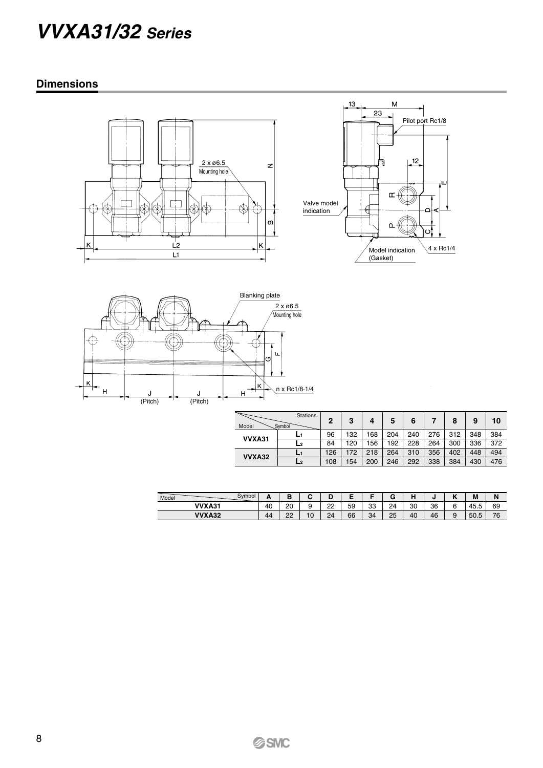# VVXA31/32 Series

## Dimensions

2 x ø6.5
Mounting hole

N

B

K

L2

K

L1

13

M

23

Pilot port Rc1/8

12

E

R

Valve model indication

D

A

P

C

Model indication (Gasket)

4 x Rc1/4

Blanking plate

2 x ø6.5
Mounting hole

G

F

K

H

J
(Pitch)

J
(Pitch)

H

K

n x Rc1/8·1/4

| Model | Symbol \ Stations | 2 | 3 | 4 | 5 | 6 | 7 | 8 | 9 | 10 |
|---|---|---|---|---|---|---|---|---|---|---|
| VVXA31 | $L_1$ | 96 | 132 | 168 | 204 | 240 | 276 | 312 | 348 | 384 |
| | $L_2$ | 84 | 120 | 156 | 192 | 228 | 264 | 300 | 336 | 372 |
| VVXA32 | $L_1$ | 126 | 172 | 218 | 264 | 310 | 356 | 402 | 448 | 494 |
| | $L_2$ | 108 | 154 | 200 | 246 | 292 | 338 | 384 | 430 | 476 |

| Model \ Symbol | A | B | C | D | E | F | G | H | J | K | M | N |
|---|---|---|---|---|---|---|---|---|---|---|---|---|
| VVXA31 | 40 | 20 | 9 | 22 | 59 | 33 | 24 | 30 | 36 | 6 | 45.5 | 69 |
| VVXA32 | 44 | 22 | 10 | 24 | 66 | 34 | 25 | 40 | 46 | 9 | 50.5 | 76 |